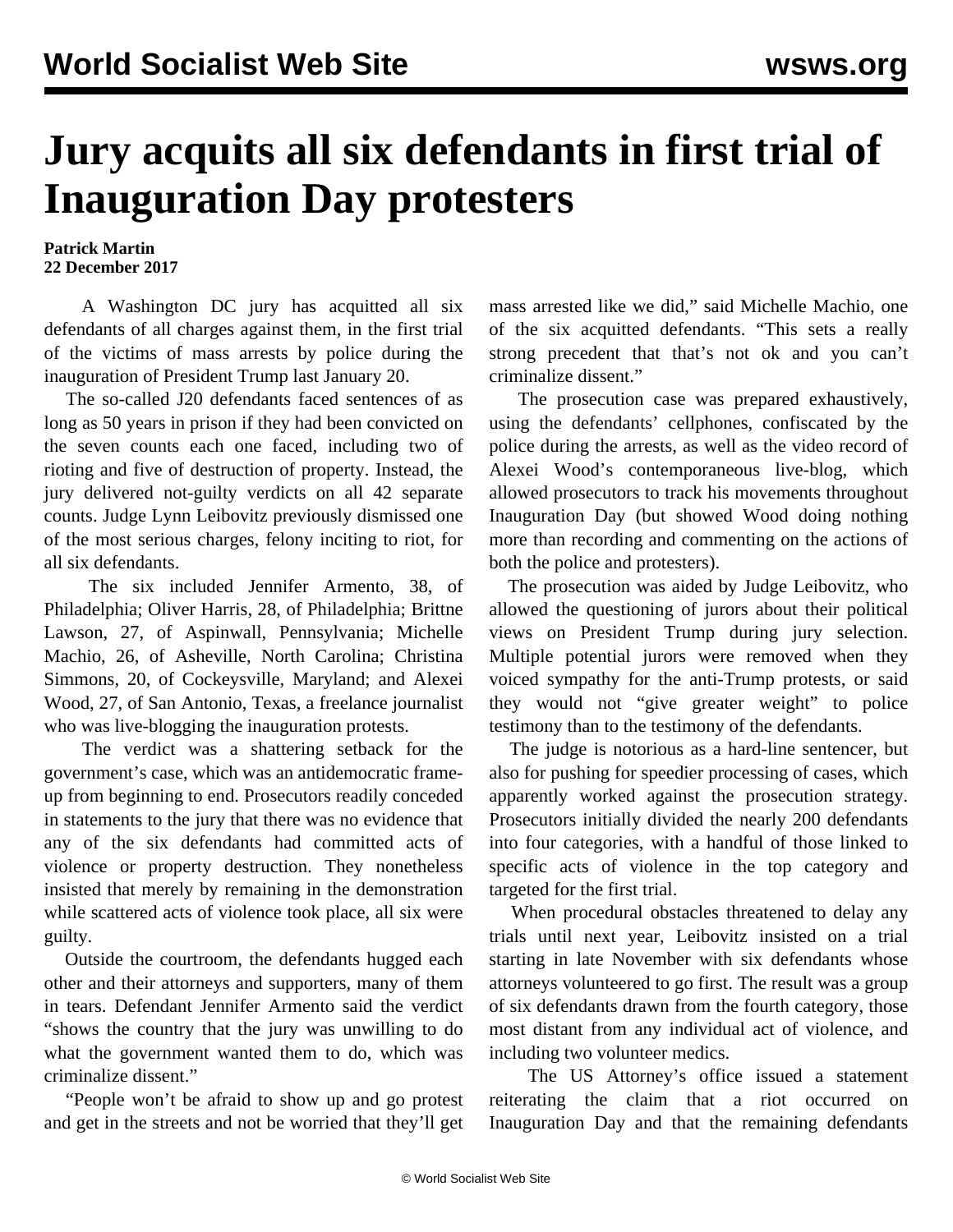# Jury acquits all six defendants in first trial of Inauguration Day protesters

**Patrick Martin**
**22 December 2017**

A Washington DC jury has acquitted all six defendants of all charges against them, in the first trial of the victims of mass arrests by police during the inauguration of President Trump last January 20.

The so-called J20 defendants faced sentences of as long as 50 years in prison if they had been convicted on the seven counts each one faced, including two of rioting and five of destruction of property. Instead, the jury delivered not-guilty verdicts on all 42 separate counts. Judge Lynn Leibovitz previously dismissed one of the most serious charges, felony inciting to riot, for all six defendants.

The six included Jennifer Armento, 38, of Philadelphia; Oliver Harris, 28, of Philadelphia; Brittne Lawson, 27, of Aspinwall, Pennsylvania; Michelle Machio, 26, of Asheville, North Carolina; Christina Simmons, 20, of Cockeysville, Maryland; and Alexei Wood, 27, of San Antonio, Texas, a freelance journalist who was live-blogging the inauguration protests.

The verdict was a shattering setback for the government's case, which was an antidemocratic frame-up from beginning to end. Prosecutors readily conceded in statements to the jury that there was no evidence that any of the six defendants had committed acts of violence or property destruction. They nonetheless insisted that merely by remaining in the demonstration while scattered acts of violence took place, all six were guilty.

Outside the courtroom, the defendants hugged each other and their attorneys and supporters, many of them in tears. Defendant Jennifer Armento said the verdict "shows the country that the jury was unwilling to do what the government wanted them to do, which was criminalize dissent."

"People won't be afraid to show up and go protest and get in the streets and not be worried that they'll get mass arrested like we did," said Michelle Machio, one of the six acquitted defendants. "This sets a really strong precedent that that's not ok and you can't criminalize dissent."

The prosecution case was prepared exhaustively, using the defendants' cellphones, confiscated by the police during the arrests, as well as the video record of Alexei Wood's contemporaneous live-blog, which allowed prosecutors to track his movements throughout Inauguration Day (but showed Wood doing nothing more than recording and commenting on the actions of both the police and protesters).

The prosecution was aided by Judge Leibovitz, who allowed the questioning of jurors about their political views on President Trump during jury selection. Multiple potential jurors were removed when they voiced sympathy for the anti-Trump protests, or said they would not "give greater weight" to police testimony than to the testimony of the defendants.

The judge is notorious as a hard-line sentencer, but also for pushing for speedier processing of cases, which apparently worked against the prosecution strategy. Prosecutors initially divided the nearly 200 defendants into four categories, with a handful of those linked to specific acts of violence in the top category and targeted for the first trial.

When procedural obstacles threatened to delay any trials until next year, Leibovitz insisted on a trial starting in late November with six defendants whose attorneys volunteered to go first. The result was a group of six defendants drawn from the fourth category, those most distant from any individual act of violence, and including two volunteer medics.

The US Attorney's office issued a statement reiterating the claim that a riot occurred on Inauguration Day and that the remaining defendants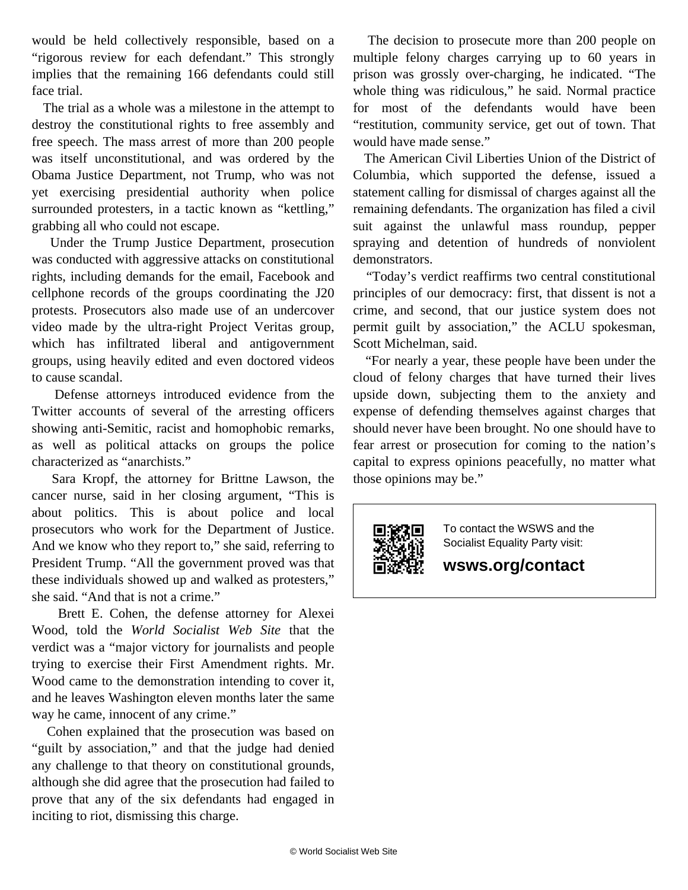would be held collectively responsible, based on a "rigorous review for each defendant." This strongly implies that the remaining 166 defendants could still face trial.

The trial as a whole was a milestone in the attempt to destroy the constitutional rights to free assembly and free speech. The mass arrest of more than 200 people was itself unconstitutional, and was ordered by the Obama Justice Department, not Trump, who was not yet exercising presidential authority when police surrounded protesters, in a tactic known as "kettling," grabbing all who could not escape.

Under the Trump Justice Department, prosecution was conducted with aggressive attacks on constitutional rights, including demands for the email, Facebook and cellphone records of the groups coordinating the J20 protests. Prosecutors also made use of an undercover video made by the ultra-right Project Veritas group, which has infiltrated liberal and antigovernment groups, using heavily edited and even doctored videos to cause scandal.

Defense attorneys introduced evidence from the Twitter accounts of several of the arresting officers showing anti-Semitic, racist and homophobic remarks, as well as political attacks on groups the police characterized as "anarchists."

Sara Kropf, the attorney for Brittne Lawson, the cancer nurse, said in her closing argument, "This is about politics. This is about police and local prosecutors who work for the Department of Justice. And we know who they report to," she said, referring to President Trump. "All the government proved was that these individuals showed up and walked as protesters," she said. "And that is not a crime."

Brett E. Cohen, the defense attorney for Alexei Wood, told the *World Socialist Web Site* that the verdict was a "major victory for journalists and people trying to exercise their First Amendment rights. Mr. Wood came to the demonstration intending to cover it, and he leaves Washington eleven months later the same way he came, innocent of any crime."

Cohen explained that the prosecution was based on "guilt by association," and that the judge had denied any challenge to that theory on constitutional grounds, although she did agree that the prosecution had failed to prove that any of the six defendants had engaged in inciting to riot, dismissing this charge.

The decision to prosecute more than 200 people on multiple felony charges carrying up to 60 years in prison was grossly over-charging, he indicated. "The whole thing was ridiculous," he said. Normal practice for most of the defendants would have been "restitution, community service, get out of town. That would have made sense."

The American Civil Liberties Union of the District of Columbia, which supported the defense, issued a statement calling for dismissal of charges against all the remaining defendants. The organization has filed a civil suit against the unlawful mass roundup, pepper spraying and detention of hundreds of nonviolent demonstrators.

"Today's verdict reaffirms two central constitutional principles of our democracy: first, that dissent is not a crime, and second, that our justice system does not permit guilt by association," the ACLU spokesman, Scott Michelman, said.

"For nearly a year, these people have been under the cloud of felony charges that have turned their lives upside down, subjecting them to the anxiety and expense of defending themselves against charges that should never have been brought. No one should have to fear arrest or prosecution for coming to the nation's capital to express opinions peacefully, no matter what those opinions may be."

To contact the WSWS and the Socialist Equality Party visit:

**wsws.org/contact**